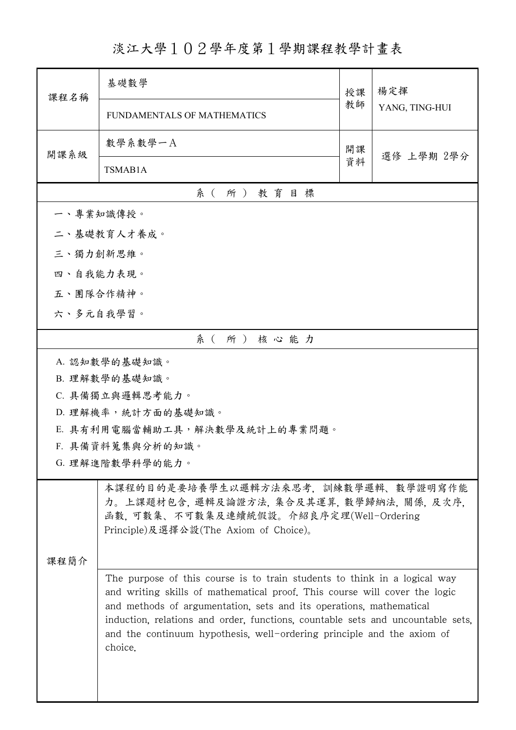# 淡江大學１０２學年度第１學期課程教學計畫表

| 課程名稱 | 基礎數學<br>FUNDAMENTALS OF MATHEMATICS | 授課教師 | 楊定揮<br>YANG, TING-HUI |
|---|---|---|---|
| 開課系級 | 數學系數學一Ａ<br>TSMAB1A | 開課資料 | 選修 上學期 2學分 |

## 系（所）教育目標

一、專業知識傳授。

二、基礎教育人才養成。

三、獨力創新思維。

四、自我能力表現。

五、團隊合作精神。

六、多元自我學習。

## 系（所）核心能力

A. 認知數學的基礎知識。

B. 理解數學的基礎知識。

C. 具備獨立與邏輯思考能力。

D. 理解機率，統計方面的基礎知識。

E. 具有利用電腦當輔助工具，解決數學及統計上的專業問題。

F. 具備資料蒐集與分析的知識。

G. 理解進階數學科學的能力。

## 課程簡介

本課程的目的是要培養學生以邏輯方法來思考，訓練數學邏輯、數學證明寫作能力。上課題材包含，邏輯及論證方法，集合及其運算，數學歸納法，關係，及次序，函數，可數集、不可數集及連續統假設。介紹良序定理(Well-Ordering Principle)及選擇公設(The Axiom of Choice)。

The purpose of this course is to train students to think in a logical way and writing skills of mathematical proof. This course will cover the logic and methods of argumentation, sets and its operations, mathematical induction, relations and order, functions, countable sets and uncountable sets, and the continuum hypothesis, well-ordering principle and the axiom of choice.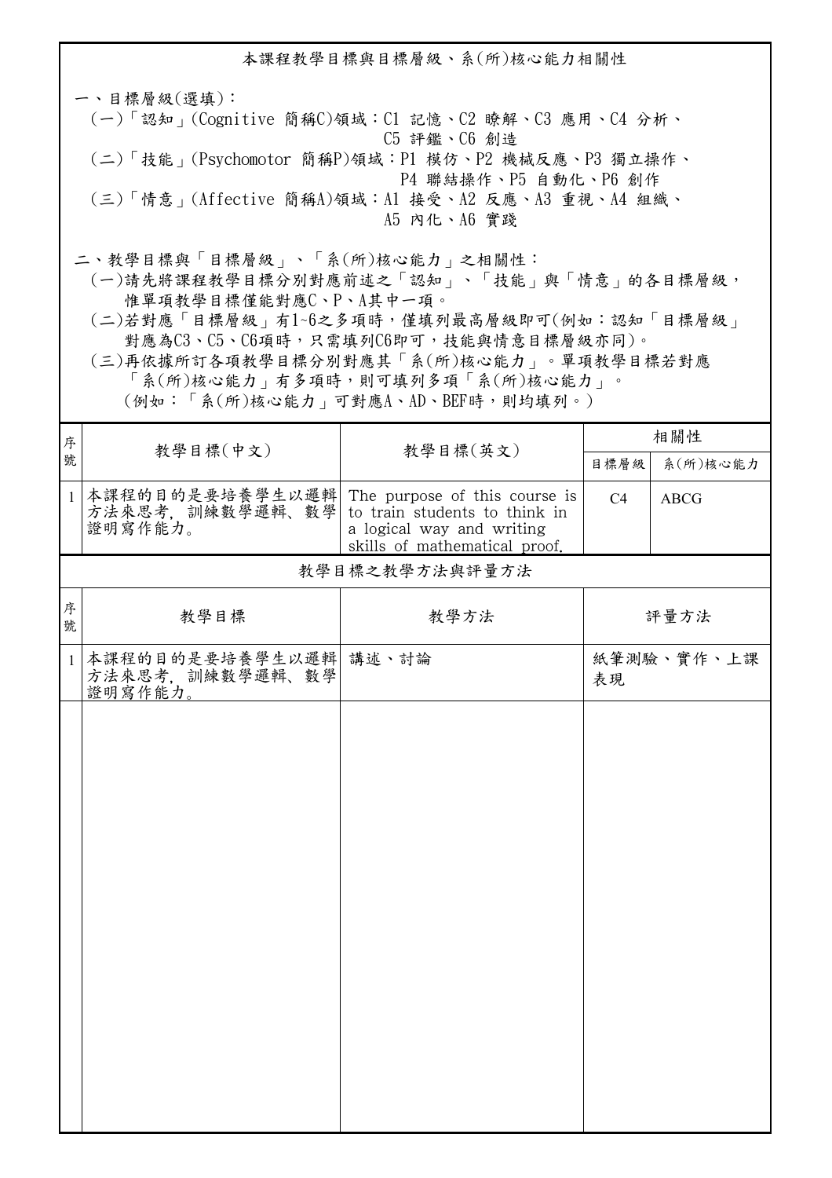## 本課程教學目標與目標層級、系(所)核心能力相關性

一、目標層級(選填)：

(一)「認知」(Cognitive 簡稱C)領域：C1 記憶、C2 瞭解、C3 應用、C4 分析、C5 評鑑、C6 創造

(二)「技能」(Psychomotor 簡稱P)領域：P1 模仿、P2 機械反應、P3 獨立操作、P4 聯結操作、P5 自動化、P6 創作

(三)「情意」(Affective 簡稱A)領域：A1 接受、A2 反應、A3 重視、A4 組織、A5 內化、A6 實踐

二、教學目標與「目標層級」、「系(所)核心能力」之相關性：

(一)請先將課程教學目標分別對應前述之「認知」、「技能」與「情意」的各目標層級，惟單項教學目標僅能對應C、P、A其中一項。

(二)若對應「目標層級」有1~6之多項時，僅填列最高層級即可(例如：認知「目標層級」對應為C3、C5、C6項時，只需填列C6即可，技能與情意目標層級亦同)。

(三)再依據所訂各項教學目標分別對應其「系(所)核心能力」。單項教學目標若對應「系(所)核心能力」有多項時，則可填列多項「系(所)核心能力」。(例如：「系(所)核心能力」可對應A、AD、BEF時，則均填列。)

| 序號 | 教學目標(中文) | 教學目標(英文) | 相關性 | |
|---|---|---|---|---|
| | | | 目標層級 | 系(所)核心能力 |
| 1 | 本課程的目的是要培養學生以邏輯方法來思考，訓練數學邏輯、數學證明寫作能力。 | The purpose of this course is to train students to think in a logical way and writing skills of mathematical proof. | C4 | ABCG |

## 教學目標之教學方法與評量方法

| 序號 | 教學目標 | 教學方法 | 評量方法 |
|---|---|---|---|
| 1 | 本課程的目的是要培養學生以邏輯方法來思考，訓練數學邏輯、數學證明寫作能力。 | 講述、討論 | 紙筆測驗、實作、上課表現 |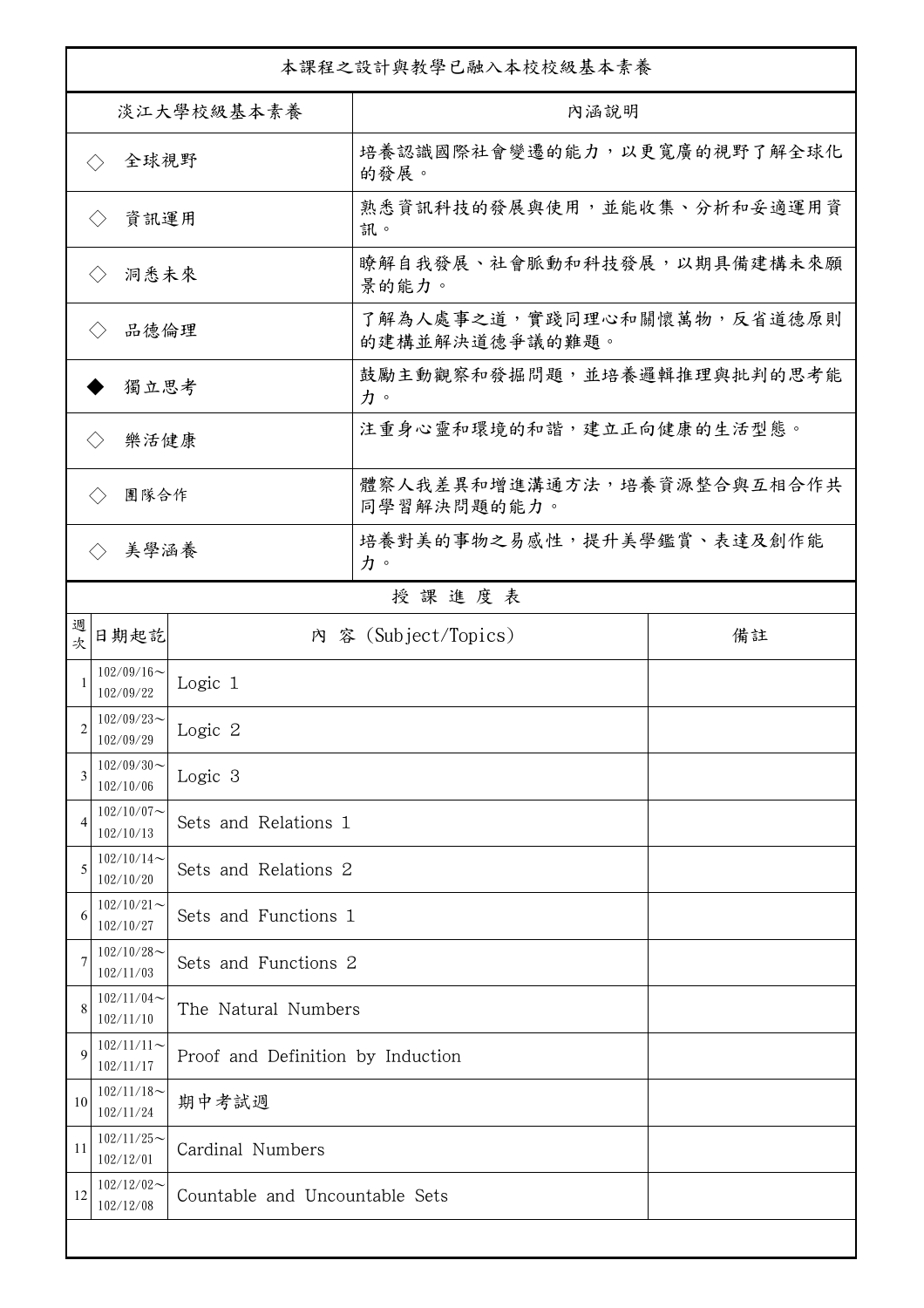| 本課程之設計與教學已融入本校校級基本素養 | |
|---|---|
| 淡江大學校級基本素養 | 內涵說明 |
| ◇ 全球視野 | 培養認識國際社會變遷的能力，以更寬廣的視野了解全球化的發展。 |
| ◇ 資訊運用 | 熟悉資訊科技的發展與使用，並能收集、分析和妥適運用資訊。 |
| ◇ 洞悉未來 | 瞭解自我發展、社會脈動和科技發展，以期具備建構未來願景的能力。 |
| ◇ 品德倫理 | 了解為人處事之道，實踐同理心和關懷萬物，反省道德原則的建構並解決道德爭議的難題。 |
| ◆ 獨立思考 | 鼓勵主動觀察和發掘問題，並培養邏輯推理與批判的思考能力。 |
| ◇ 樂活健康 | 注重身心靈和環境的和諧，建立正向健康的生活型態。 |
| ◇ 團隊合作 | 體察人我差異和增進溝通方法，培養資源整合與互相合作共同學習解決問題的能力。 |
| ◇ 美學涵養 | 培養對美的事物之易感性，提升美學鑑賞、表達及創作能力。 |

授 課 進 度 表

| 週次 | 日期起訖 | 內 容 (Subject/Topics) | 備註 |
|---|---|---|---|
| 1 | 102/09/16～102/09/22 | Logic 1 | |
| 2 | 102/09/23～102/09/29 | Logic 2 | |
| 3 | 102/09/30～102/10/06 | Logic 3 | |
| 4 | 102/10/07～102/10/13 | Sets and Relations 1 | |
| 5 | 102/10/14～102/10/20 | Sets and Relations 2 | |
| 6 | 102/10/21～102/10/27 | Sets and Functions 1 | |
| 7 | 102/10/28～102/11/03 | Sets and Functions 2 | |
| 8 | 102/11/04～102/11/10 | The Natural Numbers | |
| 9 | 102/11/11～102/11/17 | Proof and Definition by Induction | |
| 10 | 102/11/18～102/11/24 | 期中考試週 | |
| 11 | 102/11/25～102/12/01 | Cardinal Numbers | |
| 12 | 102/12/02～102/12/08 | Countable and Uncountable Sets | |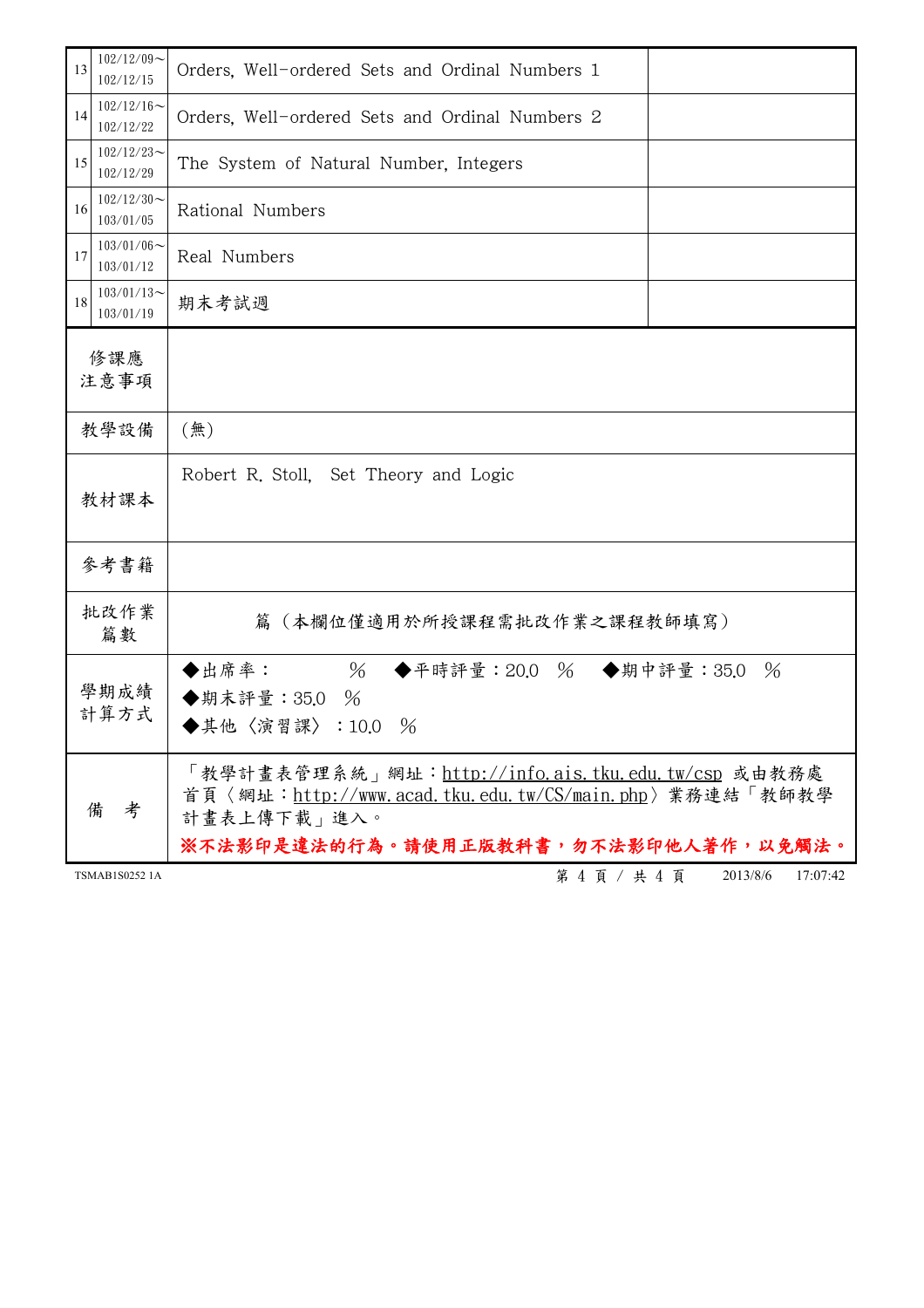| | | | |
|---|---|---|---|
| 13 | 102/12/09～102/12/15 | Orders, Well-ordered Sets and Ordinal Numbers 1 | |
| 14 | 102/12/16～102/12/22 | Orders, Well-ordered Sets and Ordinal Numbers 2 | |
| 15 | 102/12/23～102/12/29 | The System of Natural Number, Integers | |
| 16 | 102/12/30～103/01/05 | Rational Numbers | |
| 17 | 103/01/06～103/01/12 | Real Numbers | |
| 18 | 103/01/13～103/01/19 | 期末考試週 | |

| | |
|---|---|
| 修課應注意事項 | |
| 教學設備 | (無) |
| 教材課本 | Robert R. Stoll, Set Theory and Logic |
| 參考書籍 | |
| 批改作業篇數 | 篇（本欄位僅適用於所授課程需批改作業之課程教師填寫） |
| 學期成績計算方式 | ◆出席率： ％ ◆平時評量：20.0 ％ ◆期中評量：35.0 ％<br>◆期末評量：35.0 ％<br>◆其他〈演習課〉：10.0 ％ |
| 備　考 | 「教學計畫表管理系統」網址：http://info.ais.tku.edu.tw/csp 或由教務處首頁〈網址：http://www.acad.tku.edu.tw/CS/main.php〉業務連結「教師教學計畫表上傳下載」進入。<br>**※不法影印是違法的行為。請使用正版教科書，勿不法影印他人著作，以免觸法。** |

TSMAB1S0252 1A　　2013/8/6　17:07:42